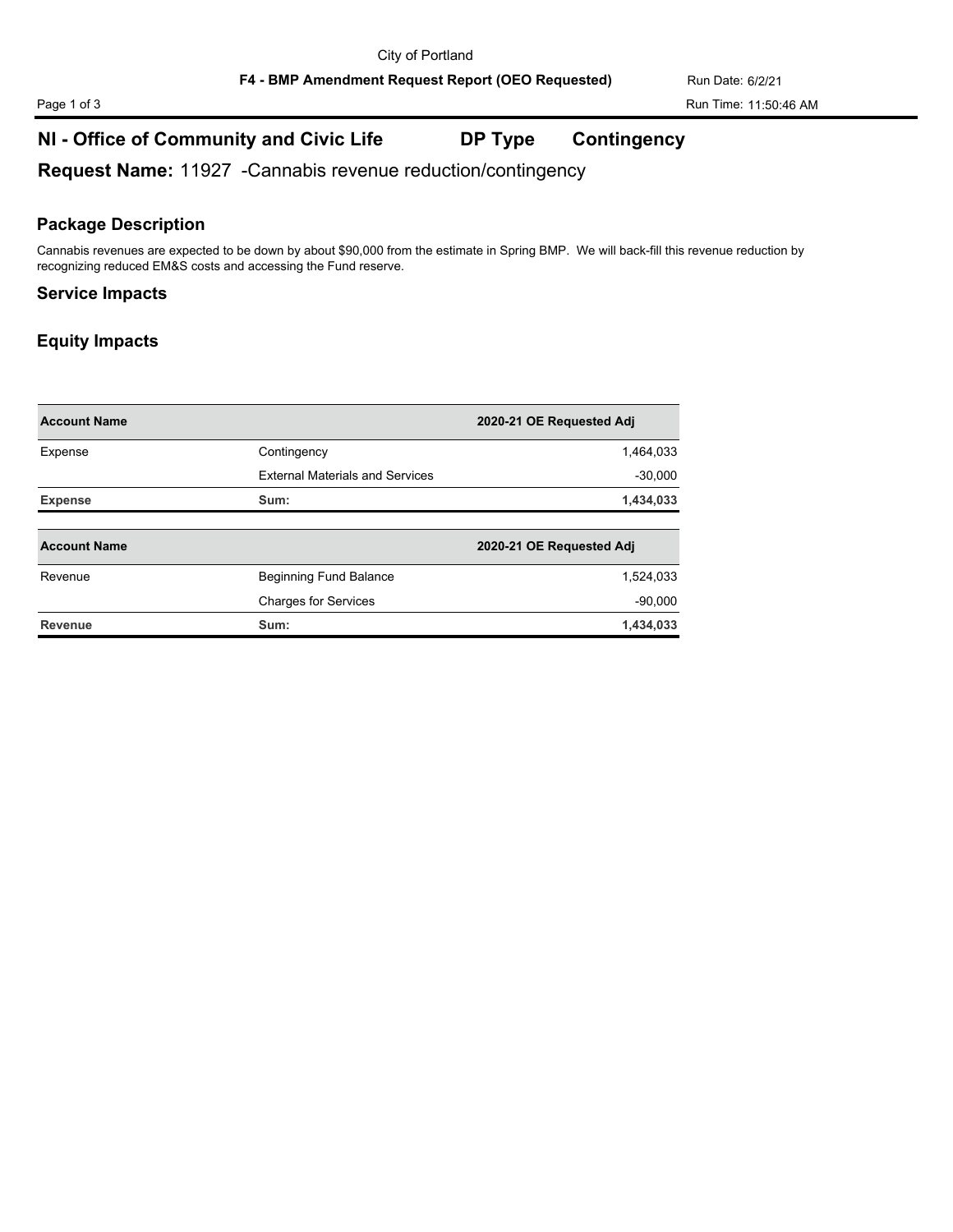City of Portland

**F4 - BMP Amendment Request Report (OEO Requested)**

Run Date: 6/2/21

Run Time: 11:50:46 AM

## NI - Office of Community and Civic Life DP Type Contingency

**Request Name:** 11927 -Cannabis revenue reduction/contingency

### Package Description

Cannabis revenues are expected to be down by about $90,000 from the estimate in Spring BMP. We will back-fill this revenue reduction by recognizing reduced EM&S costs and accessing the Fund reserve.

### Service Impacts

### Equity Impacts

| Account Name | | 2020-21 OE Requested Adj |
|---|---|---|
| Expense | Contingency | 1,464,033 |
| | External Materials and Services | -30,000 |
| **Expense** | **Sum:** | **1,434,033** |

| Account Name | | 2020-21 OE Requested Adj |
|---|---|---|
| Revenue | Beginning Fund Balance | 1,524,033 |
| | Charges for Services | -90,000 |
| **Revenue** | **Sum:** | **1,434,033** |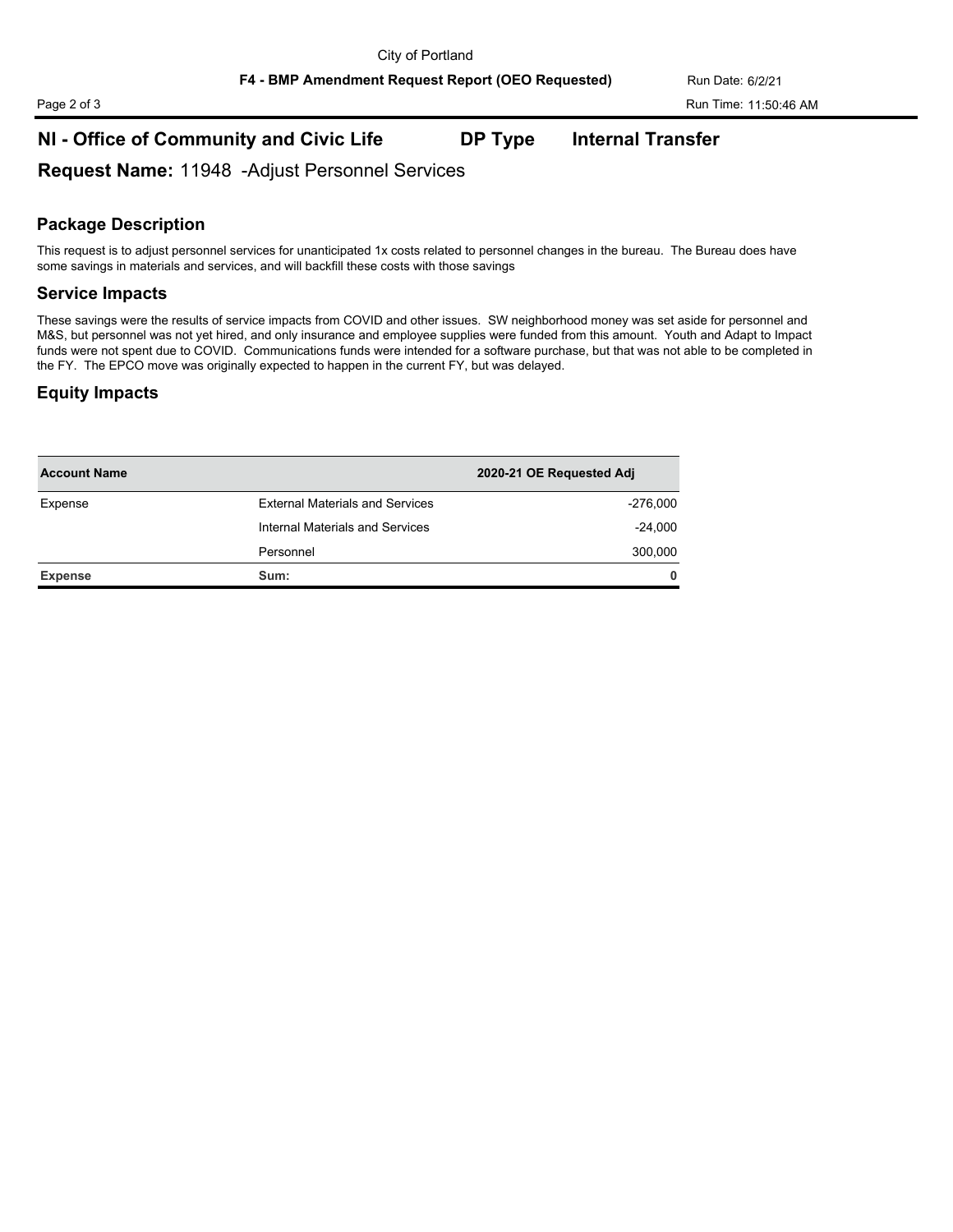## NI - Office of Community and Civic Life — DP Type: Internal Transfer

**Request Name:** 11948 -Adjust Personnel Services

### Package Description

This request is to adjust personnel services for unanticipated 1x costs related to personnel changes in the bureau. The Bureau does have some savings in materials and services, and will backfill these costs with those savings

### Service Impacts

These savings were the results of service impacts from COVID and other issues. SW neighborhood money was set aside for personnel and M&S, but personnel was not yet hired, and only insurance and employee supplies were funded from this amount. Youth and Adapt to Impact funds were not spent due to COVID. Communications funds were intended for a software purchase, but that was not able to be completed in the FY. The EPCO move was originally expected to happen in the current FY, but was delayed.

### Equity Impacts

| Account Name | | 2020-21 OE Requested Adj |
|---|---|---|
| Expense | External Materials and Services | -276,000 |
| | Internal Materials and Services | -24,000 |
| | Personnel | 300,000 |
| **Expense** | **Sum:** | **0** |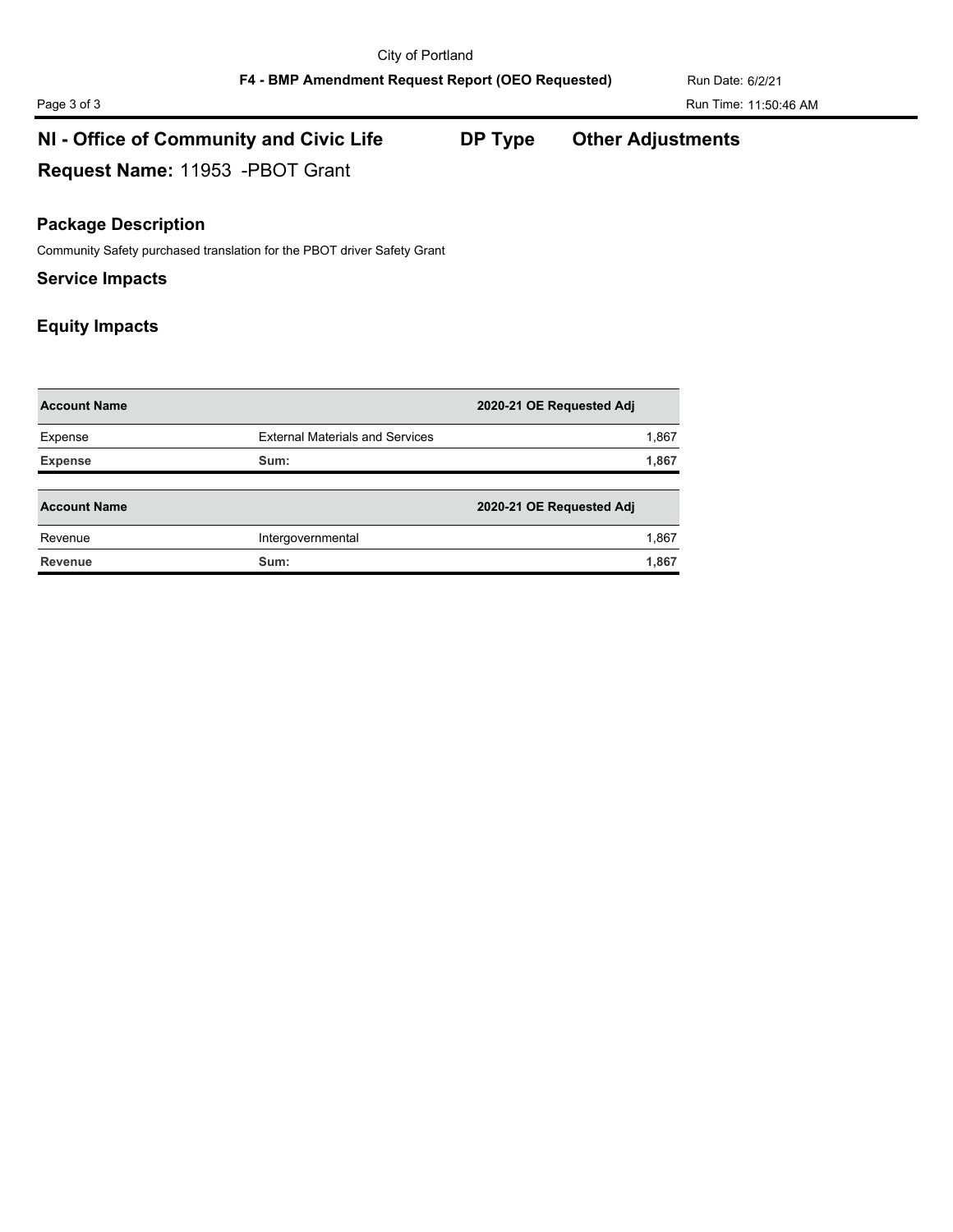## NI - Office of Community and Civic Life    DP Type    Other Adjustments

**Request Name:** 11953 -PBOT Grant

### Package Description

Community Safety purchased translation for the PBOT driver Safety Grant

### Service Impacts

### Equity Impacts

| Account Name | | 2020-21 OE Requested Adj |
|---|---|---|
| Expense | External Materials and Services | 1,867 |
| **Expense** | **Sum:** | **1,867** |

| Account Name | | 2020-21 OE Requested Adj |
|---|---|---|
| Revenue | Intergovernmental | 1,867 |
| **Revenue** | **Sum:** | **1,867** |